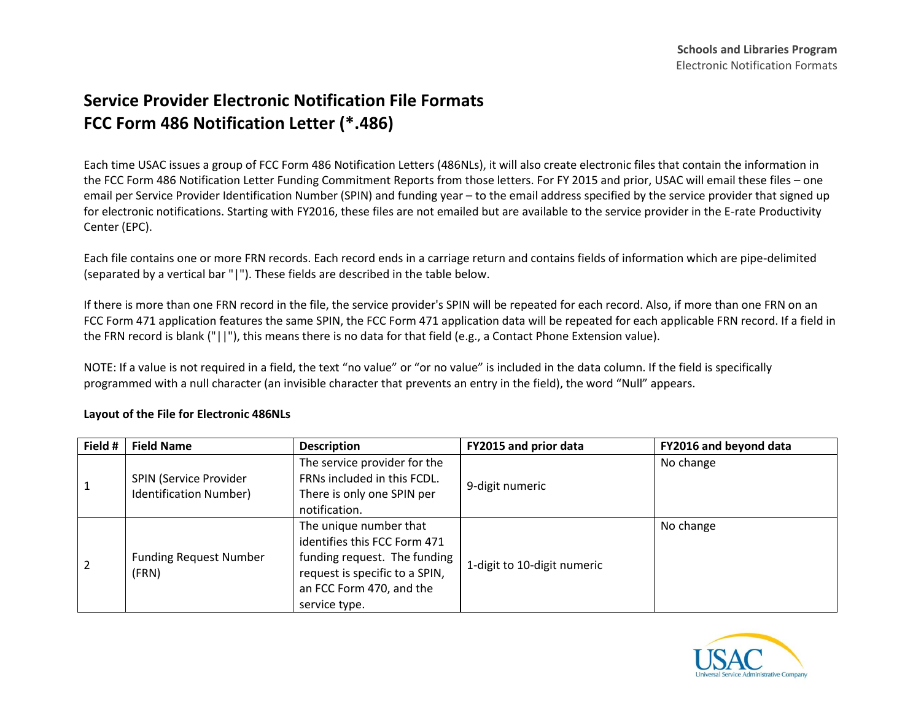# Service Provider Electronic Notification File Formats
# FCC Form 486 Notification Letter (*.486)

Each time USAC issues a group of FCC Form 486 Notification Letters (486NLs), it will also create electronic files that contain the information in the FCC Form 486 Notification Letter Funding Commitment Reports from those letters. For FY 2015 and prior, USAC will email these files – one email per Service Provider Identification Number (SPIN) and funding year – to the email address specified by the service provider that signed up for electronic notifications. Starting with FY2016, these files are not emailed but are available to the service provider in the E-rate Productivity Center (EPC).

Each file contains one or more FRN records. Each record ends in a carriage return and contains fields of information which are pipe-delimited (separated by a vertical bar "|"). These fields are described in the table below.

If there is more than one FRN record in the file, the service provider's SPIN will be repeated for each record. Also, if more than one FRN on an FCC Form 471 application features the same SPIN, the FCC Form 471 application data will be repeated for each applicable FRN record. If a field in the FRN record is blank ("||"), this means there is no data for that field (e.g., a Contact Phone Extension value).

NOTE: If a value is not required in a field, the text "no value" or "or no value" is included in the data column. If the field is specifically programmed with a null character (an invisible character that prevents an entry in the field), the word "Null" appears.

**Layout of the File for Electronic 486NLs**

| Field # | Field Name | Description | FY2015 and prior data | FY2016 and beyond data |
|---|---|---|---|---|
| 1 | SPIN (Service Provider Identification Number) | The service provider for the FRNs included in this FCDL. There is only one SPIN per notification. | 9-digit numeric | No change |
| 2 | Funding Request Number (FRN) | The unique number that identifies this FCC Form 471 funding request. The funding request is specific to a SPIN, an FCC Form 470, and the service type. | 1-digit to 10-digit numeric | No change |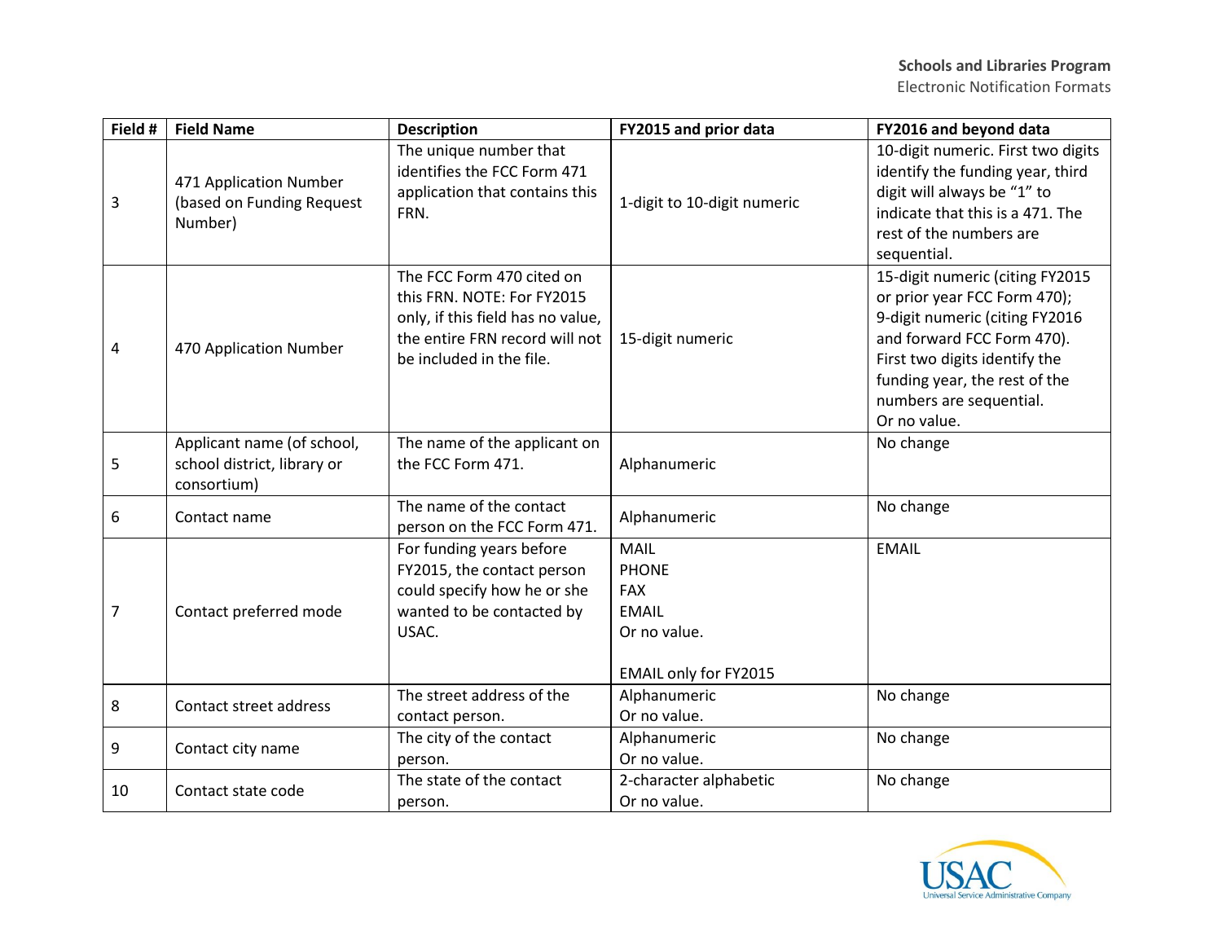| Field # | Field Name | Description | FY2015 and prior data | FY2016 and beyond data |
|---|---|---|---|---|
| 3 | 471 Application Number (based on Funding Request Number) | The unique number that identifies the FCC Form 471 application that contains this FRN. | 1-digit to 10-digit numeric | 10-digit numeric. First two digits identify the funding year, third digit will always be "1" to indicate that this is a 471. The rest of the numbers are sequential. |
| 4 | 470 Application Number | The FCC Form 470 cited on this FRN. NOTE: For FY2015 only, if this field has no value, the entire FRN record will not be included in the file. | 15-digit numeric | 15-digit numeric (citing FY2015 or prior year FCC Form 470); 9-digit numeric (citing FY2016 and forward FCC Form 470). First two digits identify the funding year, the rest of the numbers are sequential. Or no value. |
| 5 | Applicant name (of school, school district, library or consortium) | The name of the applicant on the FCC Form 471. | Alphanumeric | No change |
| 6 | Contact name | The name of the contact person on the FCC Form 471. | Alphanumeric | No change |
| 7 | Contact preferred mode | For funding years before FY2015, the contact person could specify how he or she wanted to be contacted by USAC. | MAIL<br>PHONE<br>FAX<br>EMAIL<br>Or no value.<br><br>EMAIL only for FY2015 | EMAIL |
| 8 | Contact street address | The street address of the contact person. | Alphanumeric<br>Or no value. | No change |
| 9 | Contact city name | The city of the contact person. | Alphanumeric<br>Or no value. | No change |
| 10 | Contact state code | The state of the contact person. | 2-character alphabetic<br>Or no value. | No change |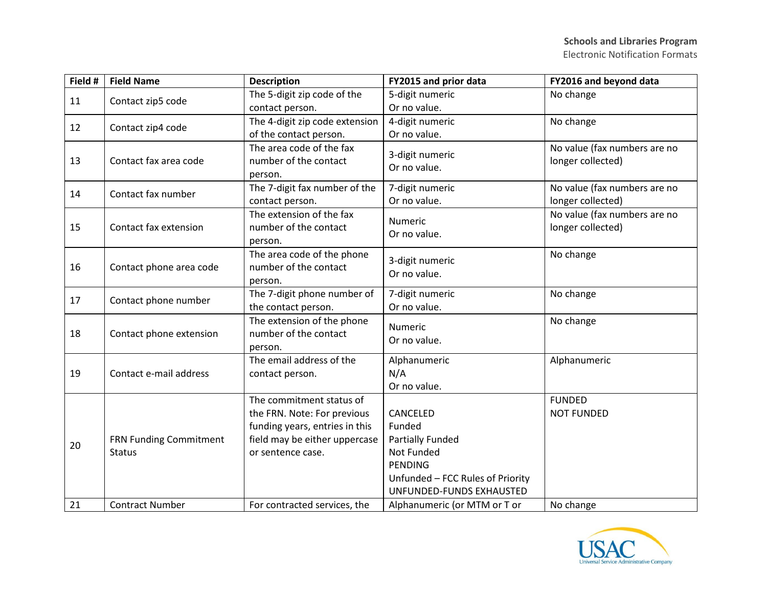| Field # | Field Name | Description | FY2015 and prior data | FY2016 and beyond data |
|---|---|---|---|---|
| 11 | Contact zip5 code | The 5-digit zip code of the contact person. | 5-digit numeric<br>Or no value. | No change |
| 12 | Contact zip4 code | The 4-digit zip code extension of the contact person. | 4-digit numeric<br>Or no value. | No change |
| 13 | Contact fax area code | The area code of the fax number of the contact person. | 3-digit numeric<br>Or no value. | No value (fax numbers are no longer collected) |
| 14 | Contact fax number | The 7-digit fax number of the contact person. | 7-digit numeric<br>Or no value. | No value (fax numbers are no longer collected) |
| 15 | Contact fax extension | The extension of the fax number of the contact person. | Numeric<br>Or no value. | No value (fax numbers are no longer collected) |
| 16 | Contact phone area code | The area code of the phone number of the contact person. | 3-digit numeric<br>Or no value. | No change |
| 17 | Contact phone number | The 7-digit phone number of the contact person. | 7-digit numeric<br>Or no value. | No change |
| 18 | Contact phone extension | The extension of the phone number of the contact person. | Numeric<br>Or no value. | No change |
| 19 | Contact e-mail address | The email address of the contact person. | Alphanumeric<br>N/A<br>Or no value. | Alphanumeric |
| 20 | FRN Funding Commitment Status | The commitment status of the FRN. Note: For previous funding years, entries in this field may be either uppercase or sentence case. | CANCELED<br>Funded<br>Partially Funded<br>Not Funded<br>PENDING<br>Unfunded – FCC Rules of Priority<br>UNFUNDED-FUNDS EXHAUSTED | FUNDED<br>NOT FUNDED |
| 21 | Contract Number | For contracted services, the | Alphanumeric (or MTM or T or | No change |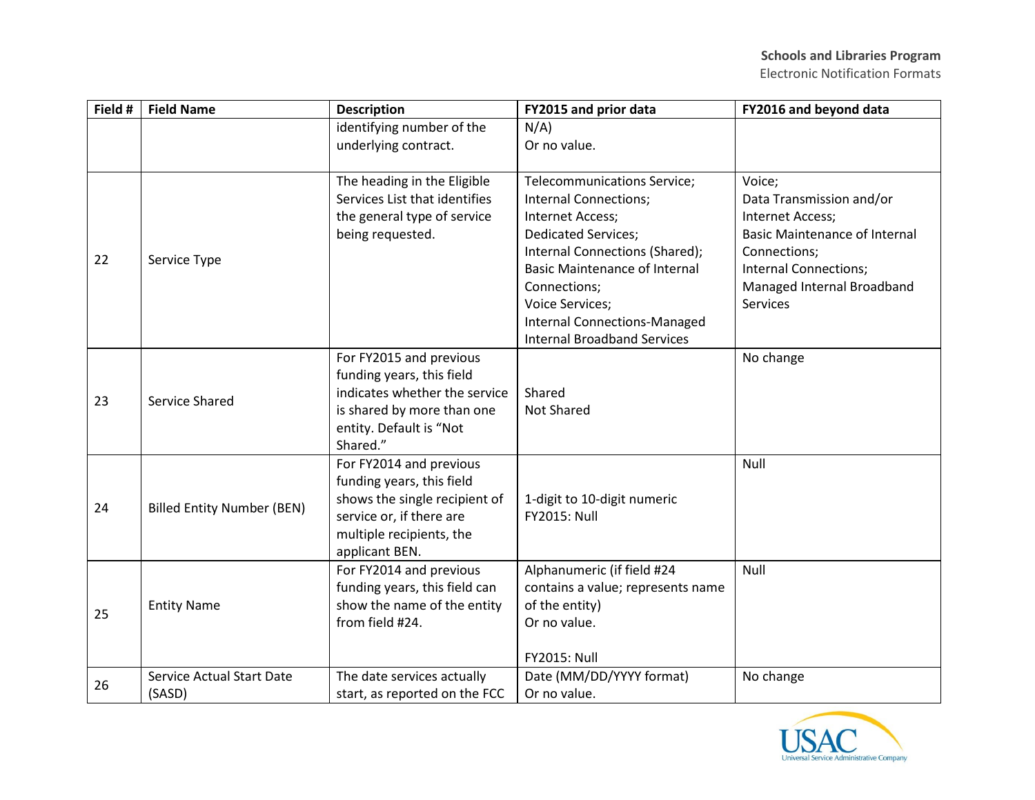| Field # | Field Name | Description | FY2015 and prior data | FY2016 and beyond data |
|---|---|---|---|---|
| | | identifying number of the underlying contract. | N/A)<br>Or no value. | |
| 22 | Service Type | The heading in the Eligible Services List that identifies the general type of service being requested. | Telecommunications Service;<br>Internal Connections;<br>Internet Access;<br>Dedicated Services;<br>Internal Connections (Shared);<br>Basic Maintenance of Internal Connections;<br>Voice Services;<br>Internal Connections-Managed Internal Broadband Services | Voice;<br>Data Transmission and/or Internet Access;<br>Basic Maintenance of Internal Connections;<br>Internal Connections;<br>Managed Internal Broadband Services |
| 23 | Service Shared | For FY2015 and previous funding years, this field indicates whether the service is shared by more than one entity. Default is "Not Shared." | Shared<br>Not Shared | No change |
| 24 | Billed Entity Number (BEN) | For FY2014 and previous funding years, this field shows the single recipient of service or, if there are multiple recipients, the applicant BEN. | 1-digit to 10-digit numeric<br>FY2015: Null | Null |
| 25 | Entity Name | For FY2014 and previous funding years, this field can show the name of the entity from field #24. | Alphanumeric (if field #24 contains a value; represents name of the entity)<br>Or no value.<br><br>FY2015: Null | Null |
| 26 | Service Actual Start Date (SASD) | The date services actually start, as reported on the FCC | Date (MM/DD/YYYY format)<br>Or no value. | No change |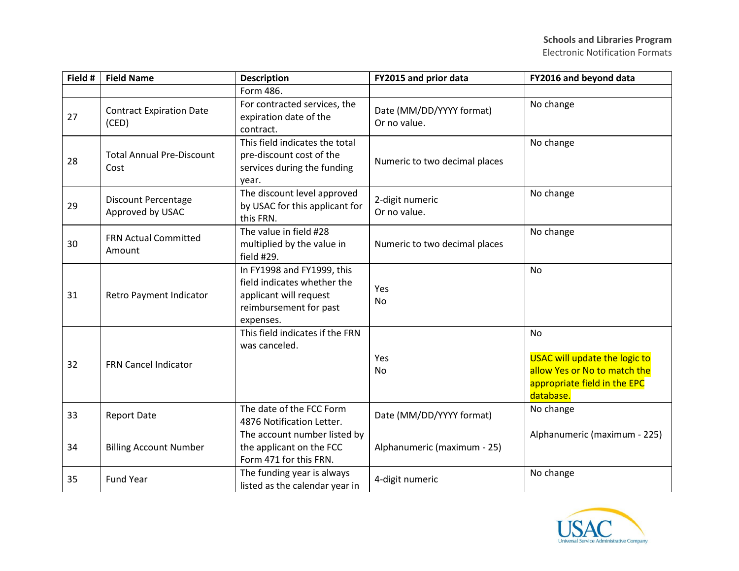| Field # | Field Name | Description | FY2015 and prior data | FY2016 and beyond data |
|---|---|---|---|---|
| | | Form 486. | | |
| 27 | Contract Expiration Date (CED) | For contracted services, the expiration date of the contract. | Date (MM/DD/YYYY format) Or no value. | No change |
| 28 | Total Annual Pre-Discount Cost | This field indicates the total pre-discount cost of the services during the funding year. | Numeric to two decimal places | No change |
| 29 | Discount Percentage Approved by USAC | The discount level approved by USAC for this applicant for this FRN. | 2-digit numeric Or no value. | No change |
| 30 | FRN Actual Committed Amount | The value in field #28 multiplied by the value in field #29. | Numeric to two decimal places | No change |
| 31 | Retro Payment Indicator | In FY1998 and FY1999, this field indicates whether the applicant will request reimbursement for past expenses. | Yes<br>No | No |
| 32 | FRN Cancel Indicator | This field indicates if the FRN was canceled. | Yes<br>No | No<br><br>USAC will update the logic to allow Yes or No to match the appropriate field in the EPC database. |
| 33 | Report Date | The date of the FCC Form 4876 Notification Letter. | Date (MM/DD/YYYY format) | No change |
| 34 | Billing Account Number | The account number listed by the applicant on the FCC Form 471 for this FRN. | Alphanumeric (maximum - 25) | Alphanumeric (maximum - 225) |
| 35 | Fund Year | The funding year is always listed as the calendar year in | 4-digit numeric | No change |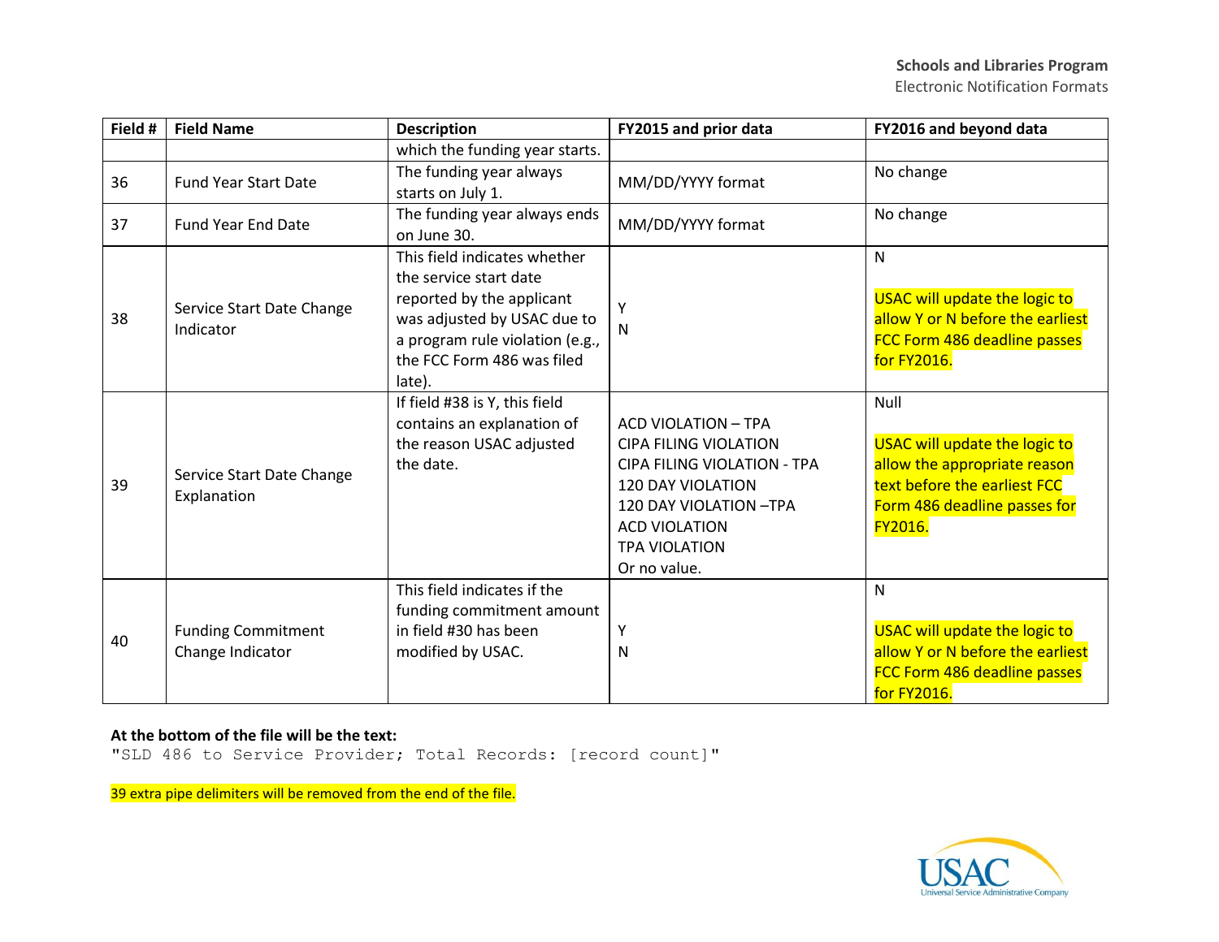| Field # | Field Name | Description | FY2015 and prior data | FY2016 and beyond data |
|---|---|---|---|---|
| | | which the funding year starts. | | |
| 36 | Fund Year Start Date | The funding year always starts on July 1. | MM/DD/YYYY format | No change |
| 37 | Fund Year End Date | The funding year always ends on June 30. | MM/DD/YYYY format | No change |
| 38 | Service Start Date Change Indicator | This field indicates whether the service start date reported by the applicant was adjusted by USAC due to a program rule violation (e.g., the FCC Form 486 was filed late). | Y<br>N | N<br><br>USAC will update the logic to allow Y or N before the earliest FCC Form 486 deadline passes for FY2016. |
| 39 | Service Start Date Change Explanation | If field #38 is Y, this field contains an explanation of the reason USAC adjusted the date. | ACD VIOLATION – TPA<br>CIPA FILING VIOLATION<br>CIPA FILING VIOLATION - TPA<br>120 DAY VIOLATION<br>120 DAY VIOLATION –TPA<br>ACD VIOLATION<br>TPA VIOLATION<br>Or no value. | Null<br><br>USAC will update the logic to allow the appropriate reason text before the earliest FCC Form 486 deadline passes for FY2016. |
| 40 | Funding Commitment Change Indicator | This field indicates if the funding commitment amount in field #30 has been modified by USAC. | Y<br>N | N<br><br>USAC will update the logic to allow Y or N before the earliest FCC Form 486 deadline passes for FY2016. |

**At the bottom of the file will be the text:**

```
"SLD 486 to Service Provider; Total Records: [record count]"
```

39 extra pipe delimiters will be removed from the end of the file.